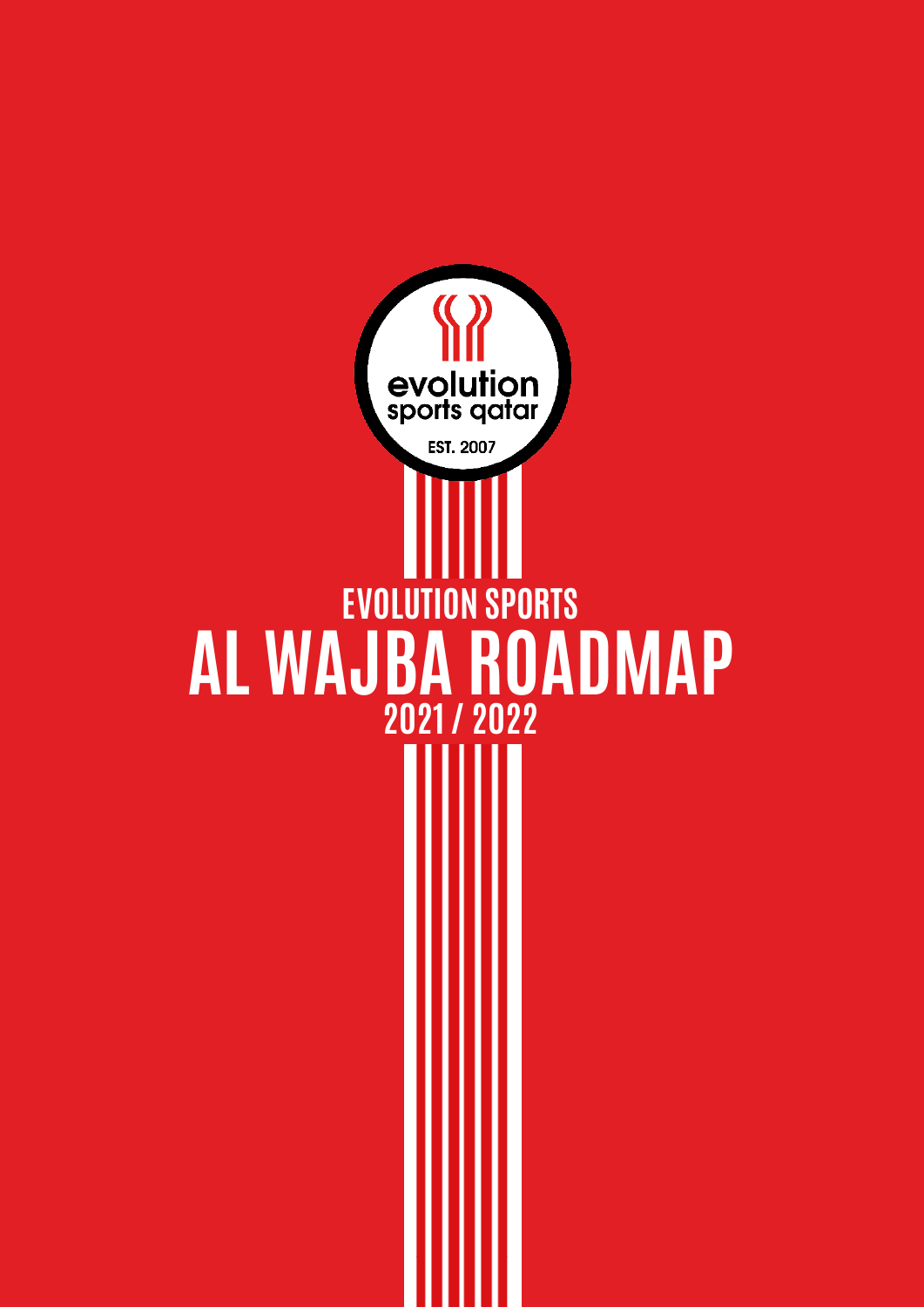evolution sports qatar

EST. 2007

## EVOLUTION SPORTS

# AL WAJBA ROADMAP

## 2021 / 2022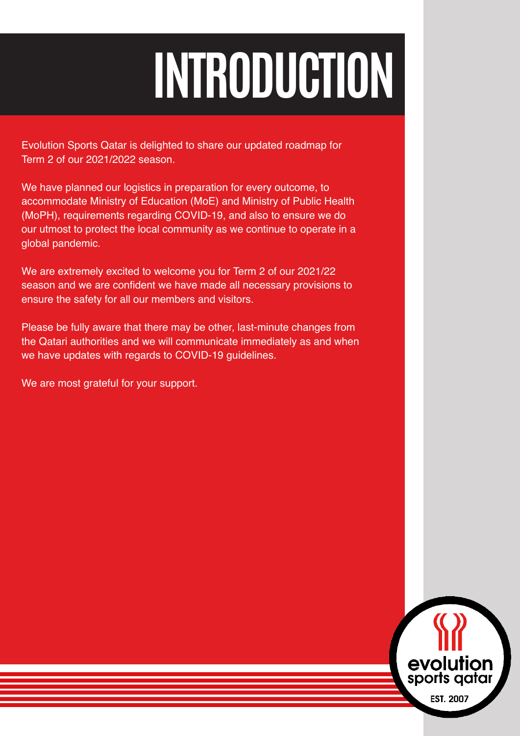# INTRODUCTION

Evolution Sports Qatar is delighted to share our updated roadmap for Term 2 of our 2021/2022 season.

We have planned our logistics in preparation for every outcome, to accommodate Ministry of Education (MoE) and Ministry of Public Health (MoPH), requirements regarding COVID-19, and also to ensure we do our utmost to protect the local community as we continue to operate in a global pandemic.

We are extremely excited to welcome you for Term 2 of our 2021/22 season and we are confident we have made all necessary provisions to ensure the safety for all our members and visitors.

Please be fully aware that there may be other, last-minute changes from the Qatari authorities and we will communicate immediately as and when we have updates with regards to COVID-19 guidelines.

We are most grateful for your support.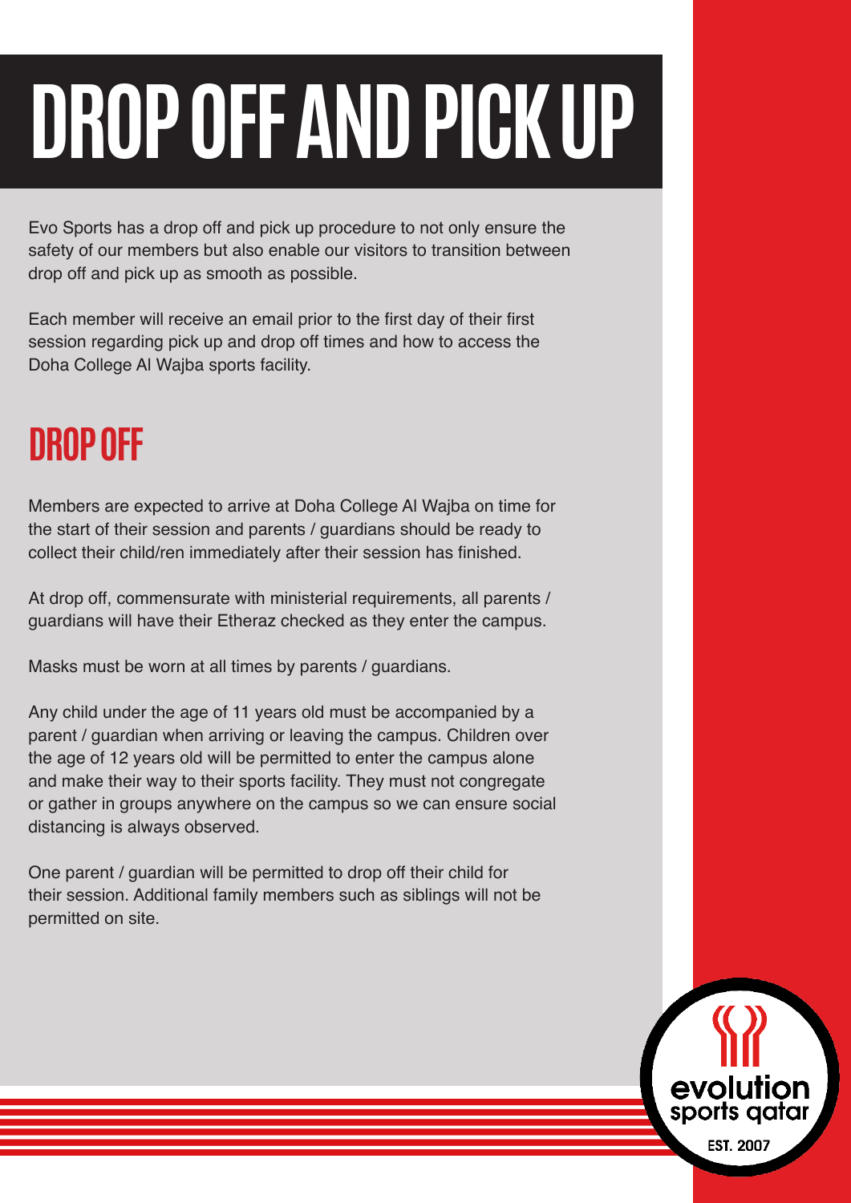# DROP OFF AND PICK UP

Evo Sports has a drop off and pick up procedure to not only ensure the safety of our members but also enable our visitors to transition between drop off and pick up as smooth as possible.

Each member will receive an email prior to the first day of their first session regarding pick up and drop off times and how to access the Doha College Al Wajba sports facility.

## DROP OFF

Members are expected to arrive at Doha College Al Wajba on time for the start of their session and parents / guardians should be ready to collect their child/ren immediately after their session has finished.

At drop off, commensurate with ministerial requirements, all parents / guardians will have their Etheraz checked as they enter the campus.

Masks must be worn at all times by parents / guardians.

Any child under the age of 11 years old must be accompanied by a parent / guardian when arriving or leaving the campus. Children over the age of 12 years old will be permitted to enter the campus alone and make their way to their sports facility. They must not congregate or gather in groups anywhere on the campus so we can ensure social distancing is always observed.

One parent / guardian will be permitted to drop off their child for their session. Additional family members such as siblings will not be permitted on site.

evolution sports qatar

EST. 2007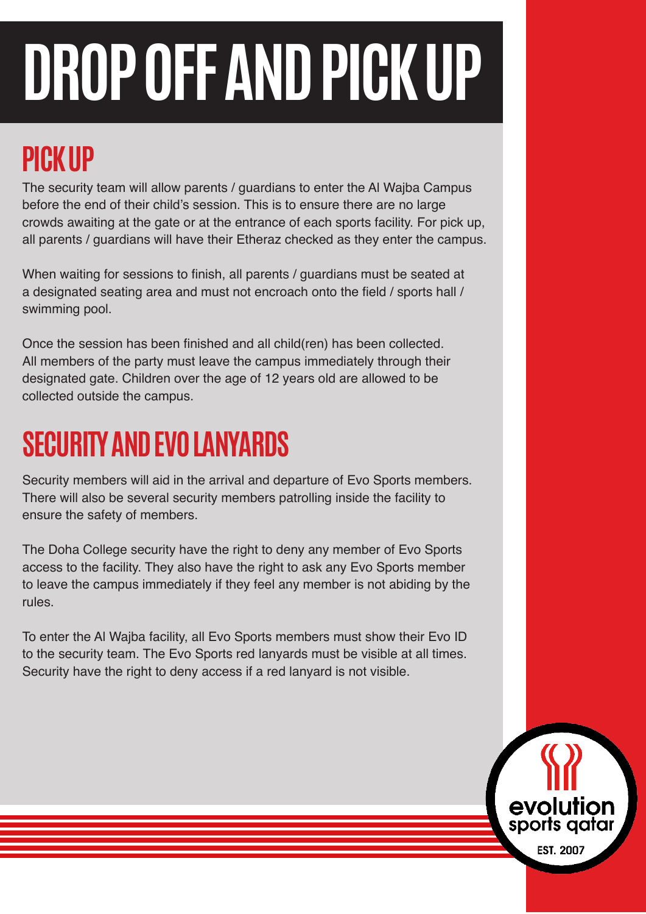# DROP OFF AND PICK UP

## PICK UP

The security team will allow parents / guardians to enter the Al Wajba Campus before the end of their child's session. This is to ensure there are no large crowds awaiting at the gate or at the entrance of each sports facility. For pick up, all parents / guardians will have their Etheraz checked as they enter the campus.

When waiting for sessions to finish, all parents / guardians must be seated at a designated seating area and must not encroach onto the field / sports hall / swimming pool.

Once the session has been finished and all child(ren) has been collected. All members of the party must leave the campus immediately through their designated gate. Children over the age of 12 years old are allowed to be collected outside the campus.

## SECURITY AND EVO LANYARDS

Security members will aid in the arrival and departure of Evo Sports members. There will also be several security members patrolling inside the facility to ensure the safety of members.

The Doha College security have the right to deny any member of Evo Sports access to the facility. They also have the right to ask any Evo Sports member to leave the campus immediately if they feel any member is not abiding by the rules.

To enter the Al Wajba facility, all Evo Sports members must show their Evo ID to the security team. The Evo Sports red lanyards must be visible at all times. Security have the right to deny access if a red lanyard is not visible.

evolution sports qatar EST. 2007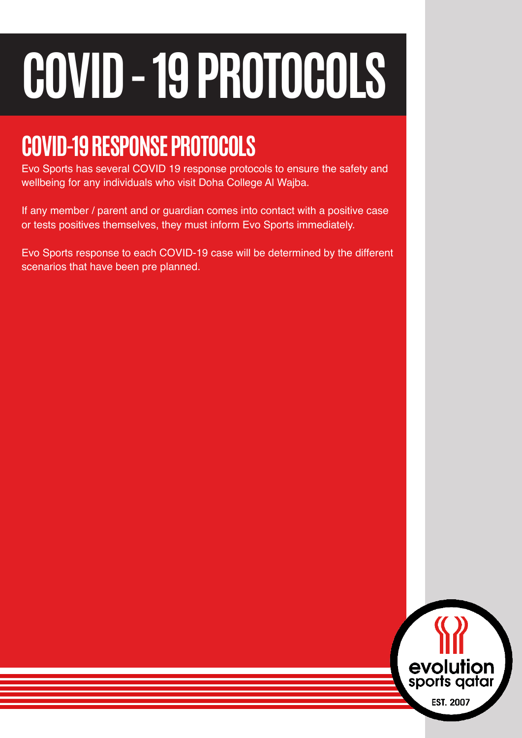# COVID - 19 PROTOCOLS

## COVID-19 RESPONSE PROTOCOLS

Evo Sports has several COVID 19 response protocols to ensure the safety and wellbeing for any individuals who visit Doha College Al Wajba.

If any member / parent and or guardian comes into contact with a positive case or tests positives themselves, they must inform Evo Sports immediately.

Evo Sports response to each COVID-19 case will be determined by the different scenarios that have been pre planned.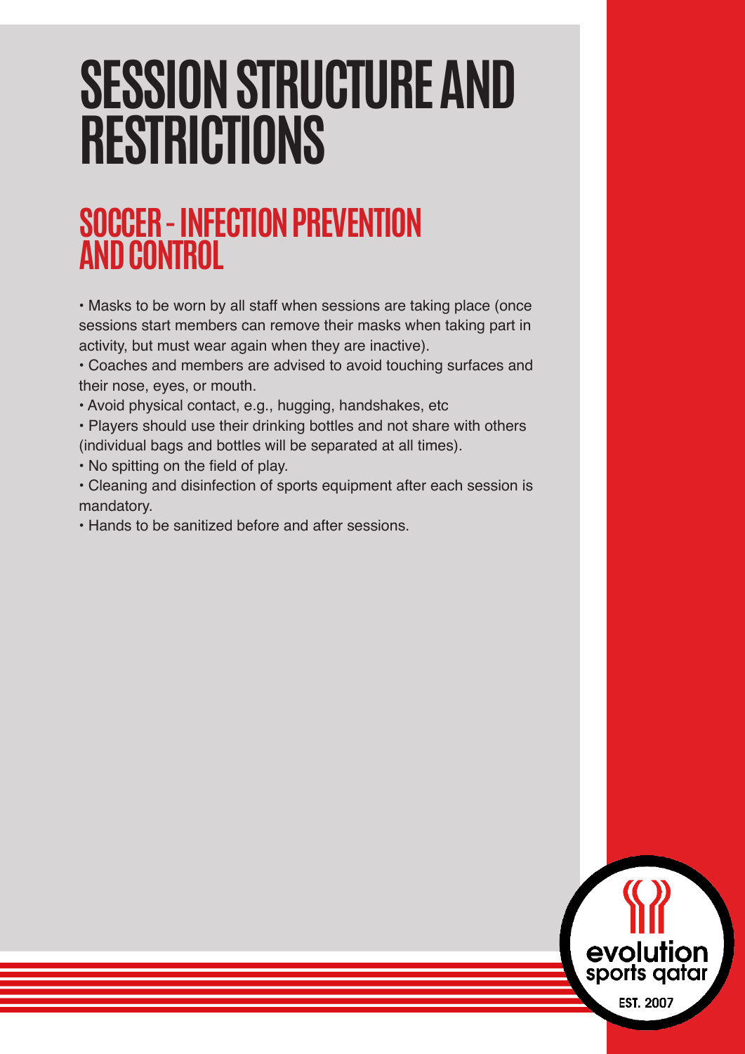# SESSION STRUCTURE AND RESTRICTIONS

## SOCCER - INFECTION PREVENTION AND CONTROL

- Masks to be worn by all staff when sessions are taking place (once sessions start members can remove their masks when taking part in activity, but must wear again when they are inactive).
- Coaches and members are advised to avoid touching surfaces and their nose, eyes, or mouth.
- Avoid physical contact, e.g., hugging, handshakes, etc
- Players should use their drinking bottles and not share with others (individual bags and bottles will be separated at all times).
- No spitting on the field of play.
- Cleaning and disinfection of sports equipment after each session is mandatory.
- Hands to be sanitized before and after sessions.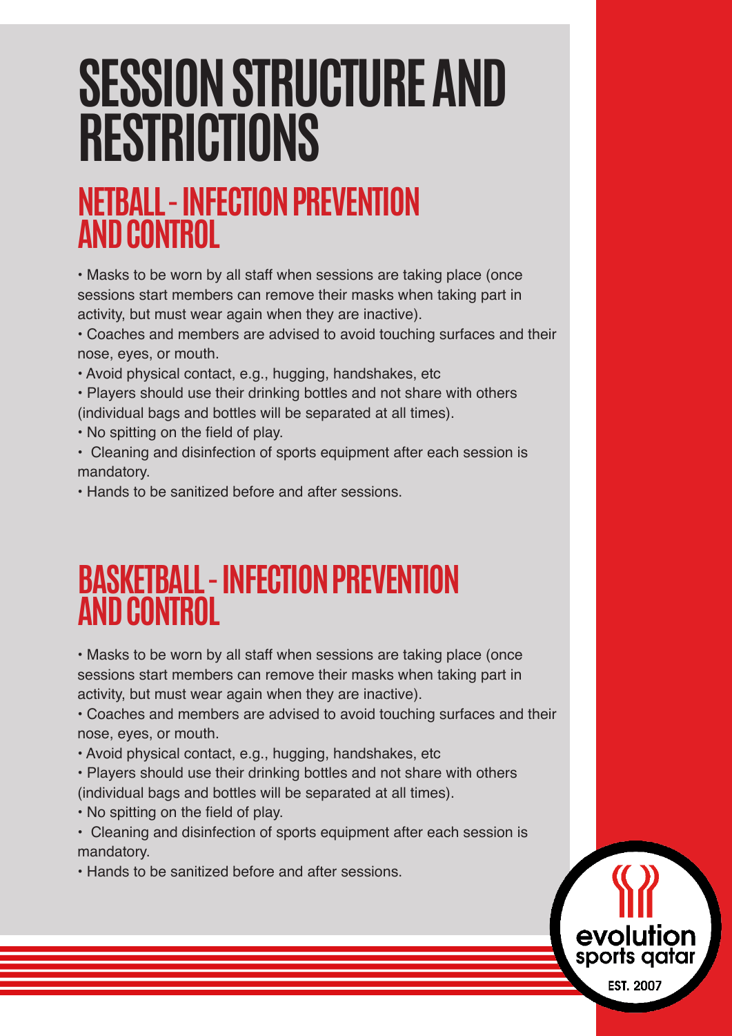# SESSION STRUCTURE AND RESTRICTIONS

## NETBALL - INFECTION PREVENTION AND CONTROL

- Masks to be worn by all staff when sessions are taking place (once sessions start members can remove their masks when taking part in activity, but must wear again when they are inactive).
- Coaches and members are advised to avoid touching surfaces and their nose, eyes, or mouth.
- Avoid physical contact, e.g., hugging, handshakes, etc
- Players should use their drinking bottles and not share with others (individual bags and bottles will be separated at all times).
- No spitting on the field of play.
- Cleaning and disinfection of sports equipment after each session is mandatory.
- Hands to be sanitized before and after sessions.

## BASKETBALL - INFECTION PREVENTION AND CONTROL

- Masks to be worn by all staff when sessions are taking place (once sessions start members can remove their masks when taking part in activity, but must wear again when they are inactive).
- Coaches and members are advised to avoid touching surfaces and their nose, eyes, or mouth.
- Avoid physical contact, e.g., hugging, handshakes, etc
- Players should use their drinking bottles and not share with others (individual bags and bottles will be separated at all times).
- No spitting on the field of play.
- Cleaning and disinfection of sports equipment after each session is mandatory.
- Hands to be sanitized before and after sessions.

evolution sports qatar

EST. 2007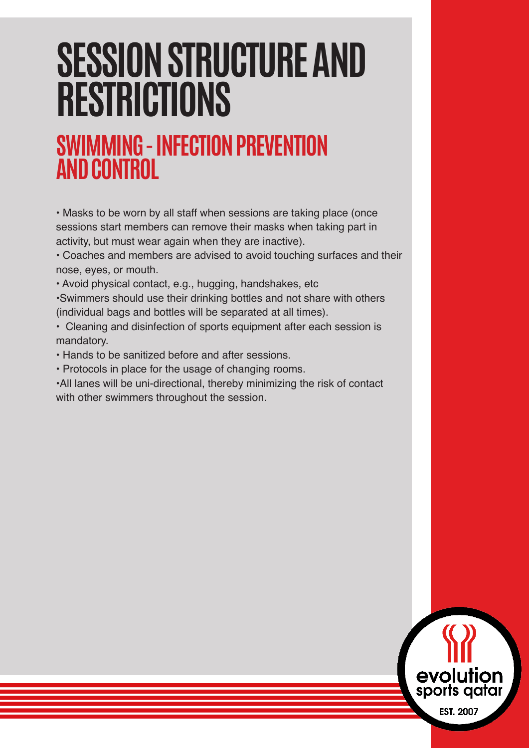# SESSION STRUCTURE AND RESTRICTIONS

## SWIMMING - INFECTION PREVENTION AND CONTROL

- Masks to be worn by all staff when sessions are taking place (once sessions start members can remove their masks when taking part in activity, but must wear again when they are inactive).
- Coaches and members are advised to avoid touching surfaces and their nose, eyes, or mouth.
- Avoid physical contact, e.g., hugging, handshakes, etc
- Swimmers should use their drinking bottles and not share with others (individual bags and bottles will be separated at all times).
- Cleaning and disinfection of sports equipment after each session is mandatory.
- Hands to be sanitized before and after sessions.
- Protocols in place for the usage of changing rooms.
- All lanes will be uni-directional, thereby minimizing the risk of contact with other swimmers throughout the session.

evolution sports qatar

EST. 2007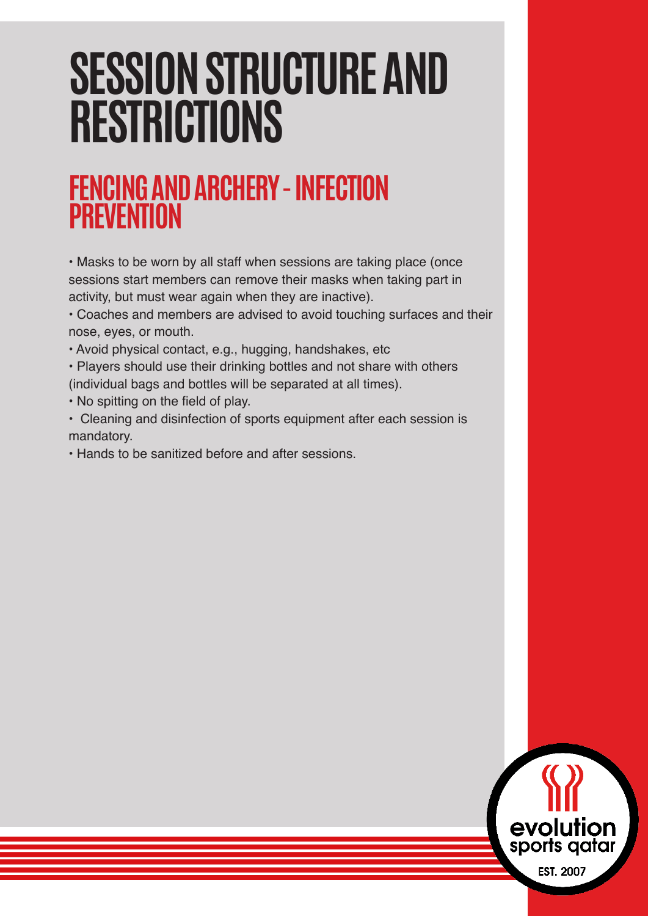# SESSION STRUCTURE AND RESTRICTIONS

## FENCING AND ARCHERY - INFECTION PREVENTION

- Masks to be worn by all staff when sessions are taking place (once sessions start members can remove their masks when taking part in activity, but must wear again when they are inactive).
- Coaches and members are advised to avoid touching surfaces and their nose, eyes, or mouth.
- Avoid physical contact, e.g., hugging, handshakes, etc
- Players should use their drinking bottles and not share with others (individual bags and bottles will be separated at all times).
- No spitting on the field of play.
- Cleaning and disinfection of sports equipment after each session is mandatory.
- Hands to be sanitized before and after sessions.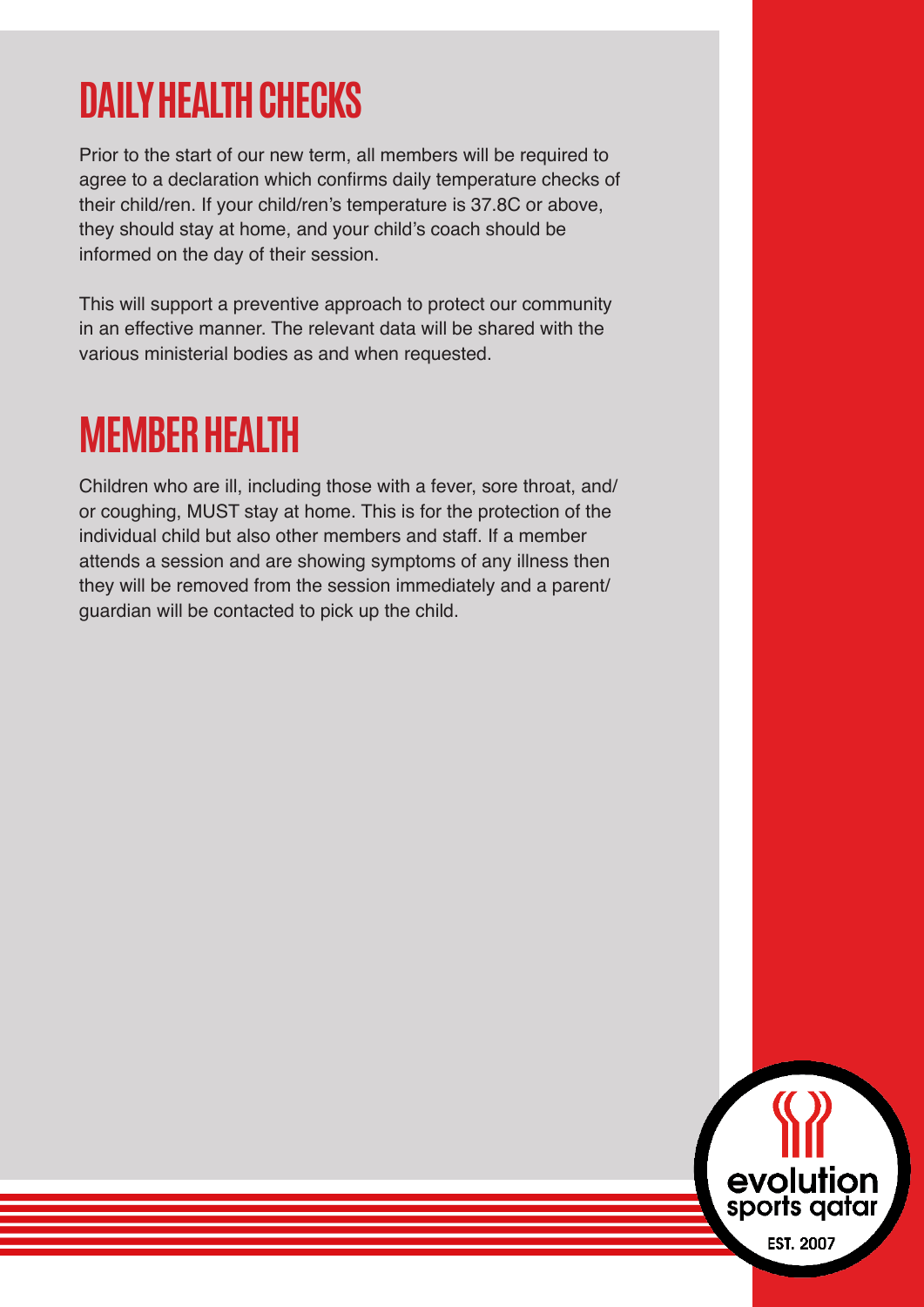# DAILY HEALTH CHECKS

Prior to the start of our new term, all members will be required to agree to a declaration which confirms daily temperature checks of their child/ren. If your child/ren's temperature is 37.8C or above, they should stay at home, and your child's coach should be informed on the day of their session.

This will support a preventive approach to protect our community in an effective manner. The relevant data will be shared with the various ministerial bodies as and when requested.

# MEMBER HEALTH

Children who are ill, including those with a fever, sore throat, and/or coughing, MUST stay at home. This is for the protection of the individual child but also other members and staff. If a member attends a session and are showing symptoms of any illness then they will be removed from the session immediately and a parent/guardian will be contacted to pick up the child.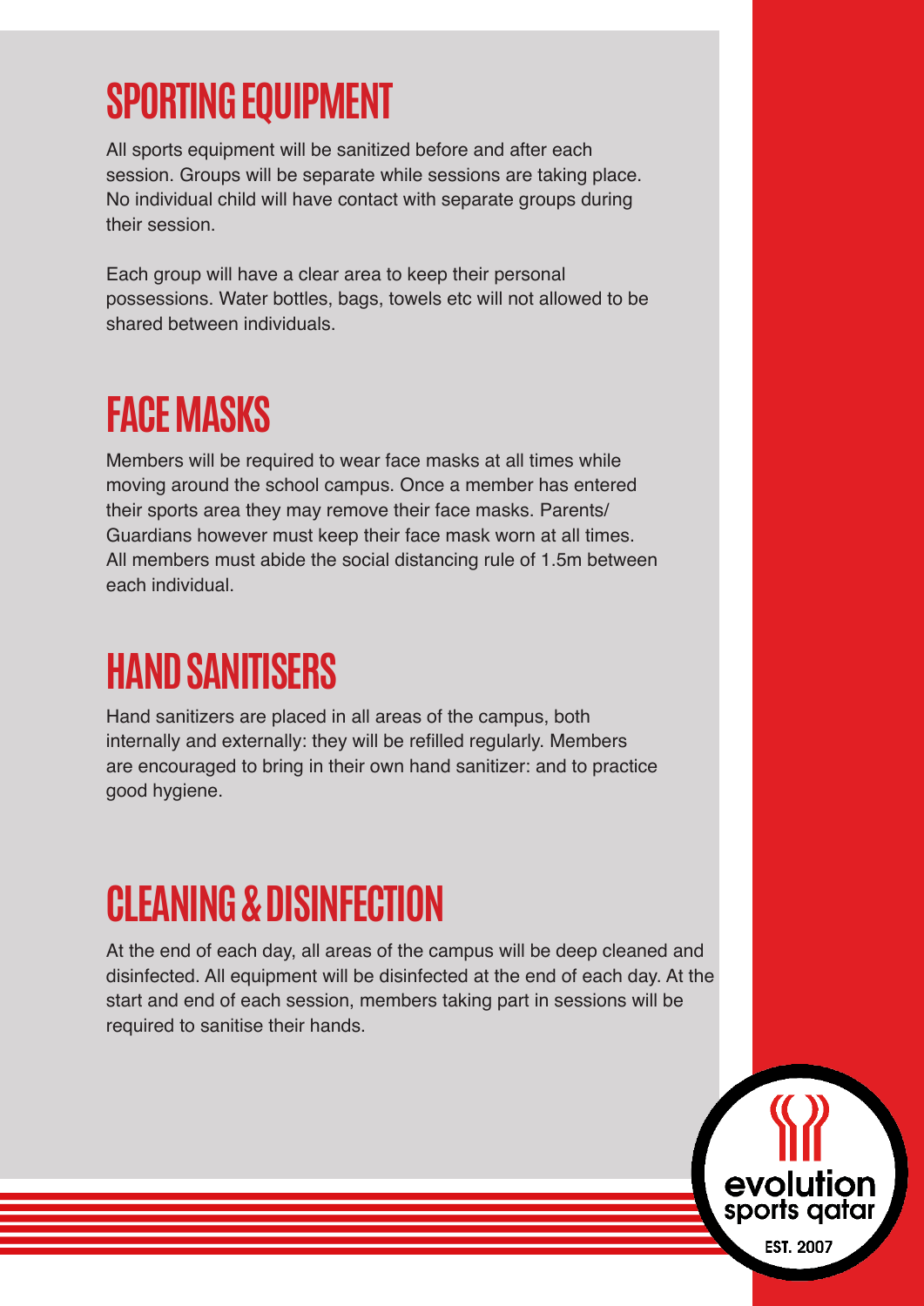# SPORTING EQUIPMENT

All sports equipment will be sanitized before and after each session. Groups will be separate while sessions are taking place. No individual child will have contact with separate groups during their session.

Each group will have a clear area to keep their personal possessions. Water bottles, bags, towels etc will not allowed to be shared between individuals.

# FACE MASKS

Members will be required to wear face masks at all times while moving around the school campus. Once a member has entered their sports area they may remove their face masks. Parents/ Guardians however must keep their face mask worn at all times. All members must abide the social distancing rule of 1.5m between each individual.

# HAND SANITISERS

Hand sanitizers are placed in all areas of the campus, both internally and externally: they will be refilled regularly. Members are encouraged to bring in their own hand sanitizer: and to practice good hygiene.

# CLEANING & DISINFECTION

At the end of each day, all areas of the campus will be deep cleaned and disinfected. All equipment will be disinfected at the end of each day. At the start and end of each session, members taking part in sessions will be required to sanitise their hands.

evolution sports qatar

EST. 2007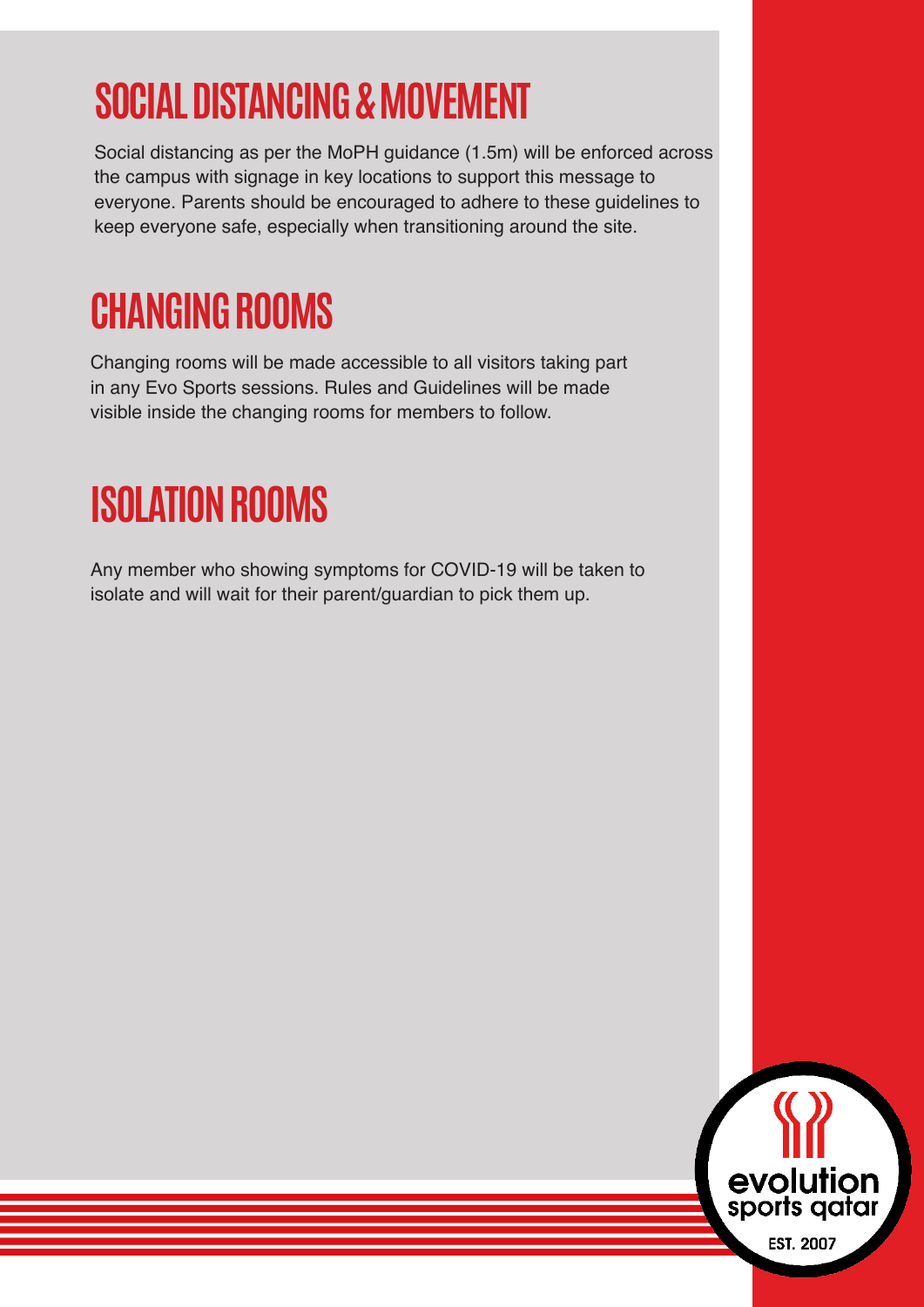# SOCIAL DISTANCING & MOVEMENT

Social distancing as per the MoPH guidance (1.5m) will be enforced across the campus with signage in key locations to support this message to everyone. Parents should be encouraged to adhere to these guidelines to keep everyone safe, especially when transitioning around the site.

# CHANGING ROOMS

Changing rooms will be made accessible to all visitors taking part in any Evo Sports sessions. Rules and Guidelines will be made visible inside the changing rooms for members to follow.

# ISOLATION ROOMS

Any member who showing symptoms for COVID-19 will be taken to isolate and will wait for their parent/guardian to pick them up.

evolution sports qatar
EST. 2007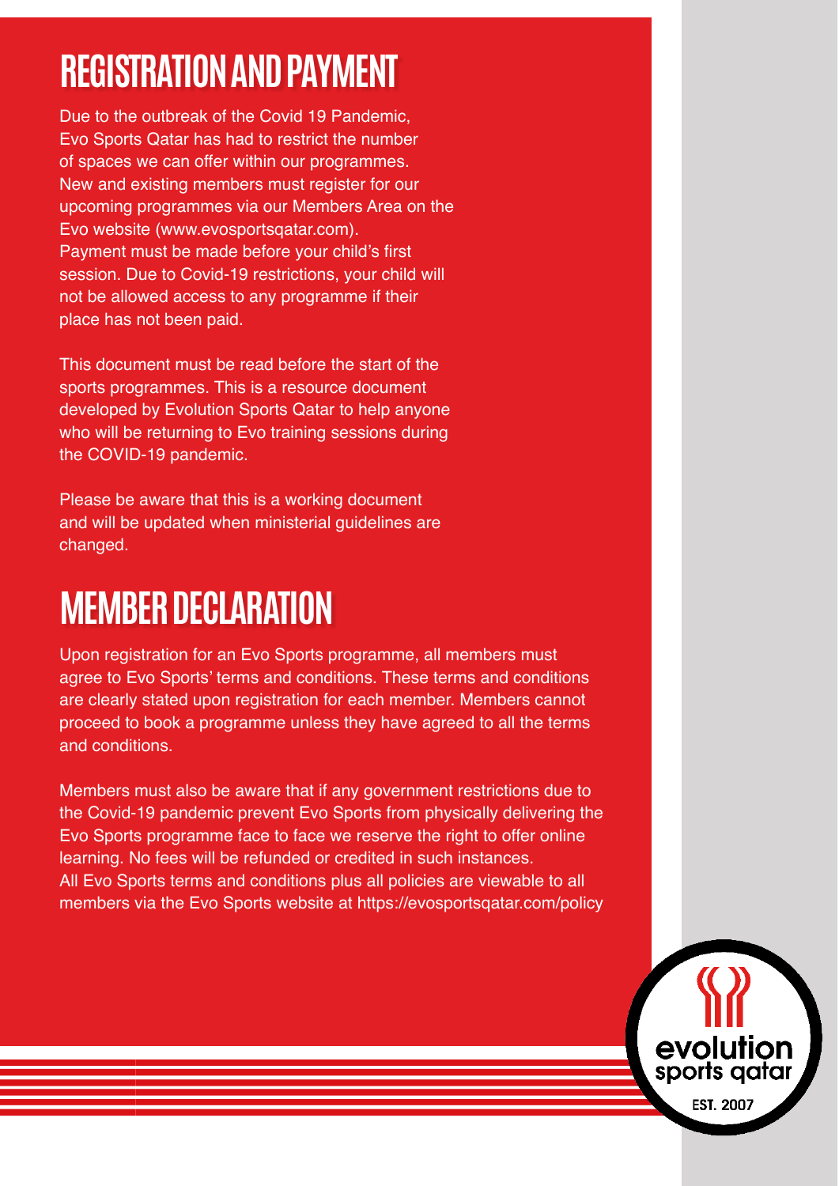# REGISTRATION AND PAYMENT

Due to the outbreak of the Covid 19 Pandemic, Evo Sports Qatar has had to restrict the number of spaces we can offer within our programmes. New and existing members must register for our upcoming programmes via our Members Area on the Evo website (www.evosportsqatar.com). Payment must be made before your child's first session. Due to Covid-19 restrictions, your child will not be allowed access to any programme if their place has not been paid.

This document must be read before the start of the sports programmes. This is a resource document developed by Evolution Sports Qatar to help anyone who will be returning to Evo training sessions during the COVID-19 pandemic.

Please be aware that this is a working document and will be updated when ministerial guidelines are changed.

# MEMBER DECLARATION

Upon registration for an Evo Sports programme, all members must agree to Evo Sports' terms and conditions. These terms and conditions are clearly stated upon registration for each member. Members cannot proceed to book a programme unless they have agreed to all the terms and conditions.

Members must also be aware that if any government restrictions due to the Covid-19 pandemic prevent Evo Sports from physically delivering the Evo Sports programme face to face we reserve the right to offer online learning. No fees will be refunded or credited in such instances. All Evo Sports terms and conditions plus all policies are viewable to all members via the Evo Sports website at https://evosportsqatar.com/policy

evolution sports qatar
EST. 2007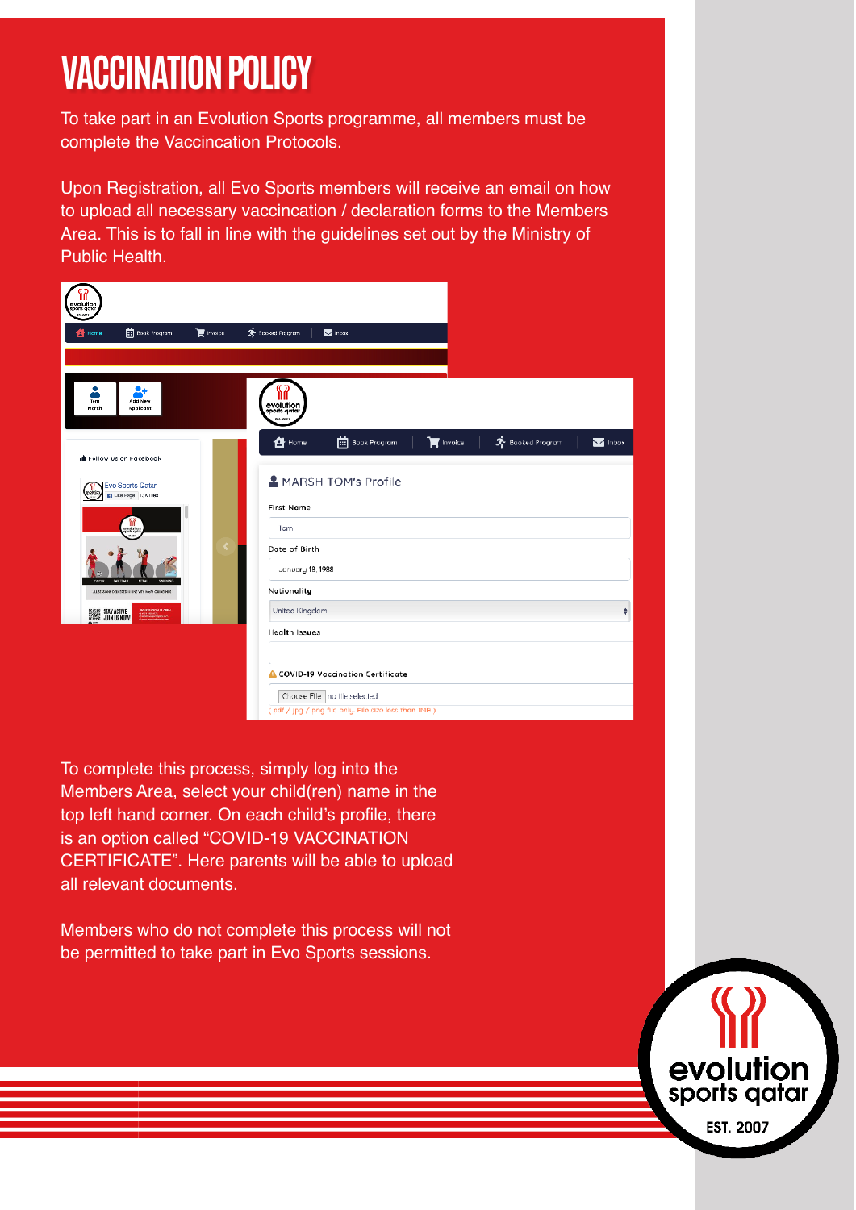# VACCINATION POLICY

To take part in an Evolution Sports programme, all members must be complete the Vaccincation Protocols.

Upon Registration, all Evo Sports members will receive an email on how to upload all necessary vaccincation / declaration forms to the Members Area. This is to fall in line with the guidelines set out by the Ministry of Public Health.

To complete this process, simply log into the Members Area, select your child(ren) name in the top left hand corner. On each child's profile, there is an option called "COVID-19 VACCINATION CERTIFICATE". Here parents will be able to upload all relevant documents.

Members who do not complete this process will not be permitted to take part in Evo Sports sessions.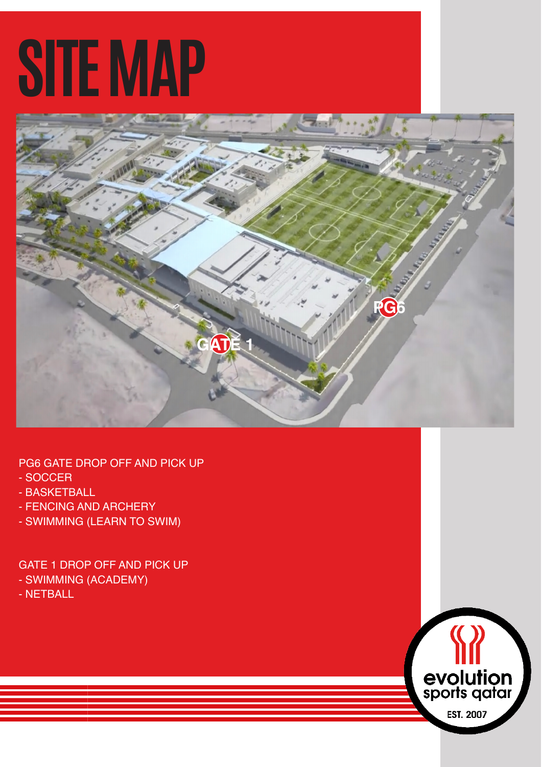# SITE MAP

PG6 GATE DROP OFF AND PICK UP
- SOCCER
- BASKETBALL
- FENCING AND ARCHERY
- SWIMMING (LEARN TO SWIM)

GATE 1 DROP OFF AND PICK UP
- SWIMMING (ACADEMY)
- NETBALL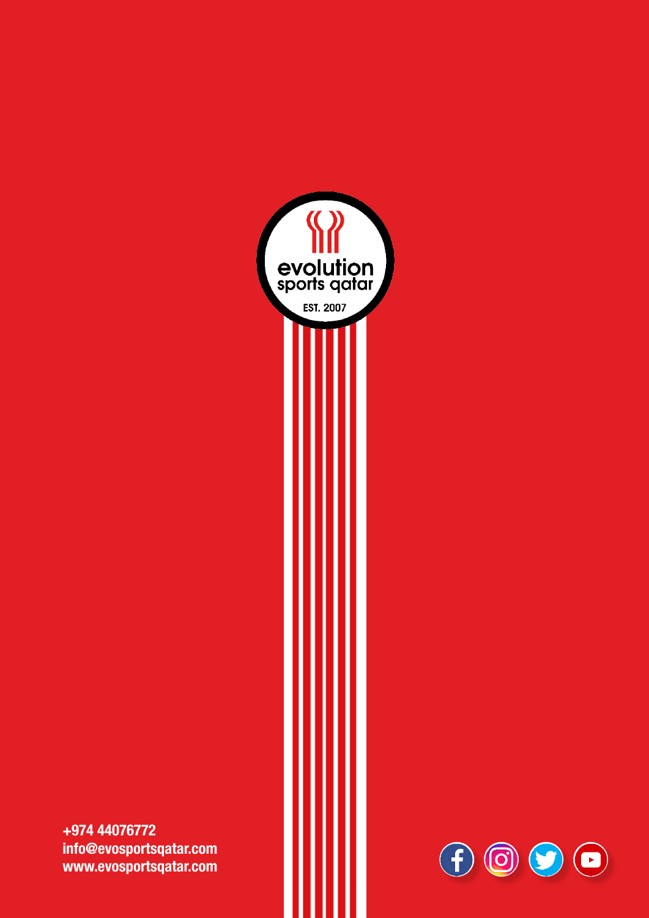evolution
sports qatar
EST. 2007

+974 44076772
info@evosportsqatar.com
www.evosportsqatar.com